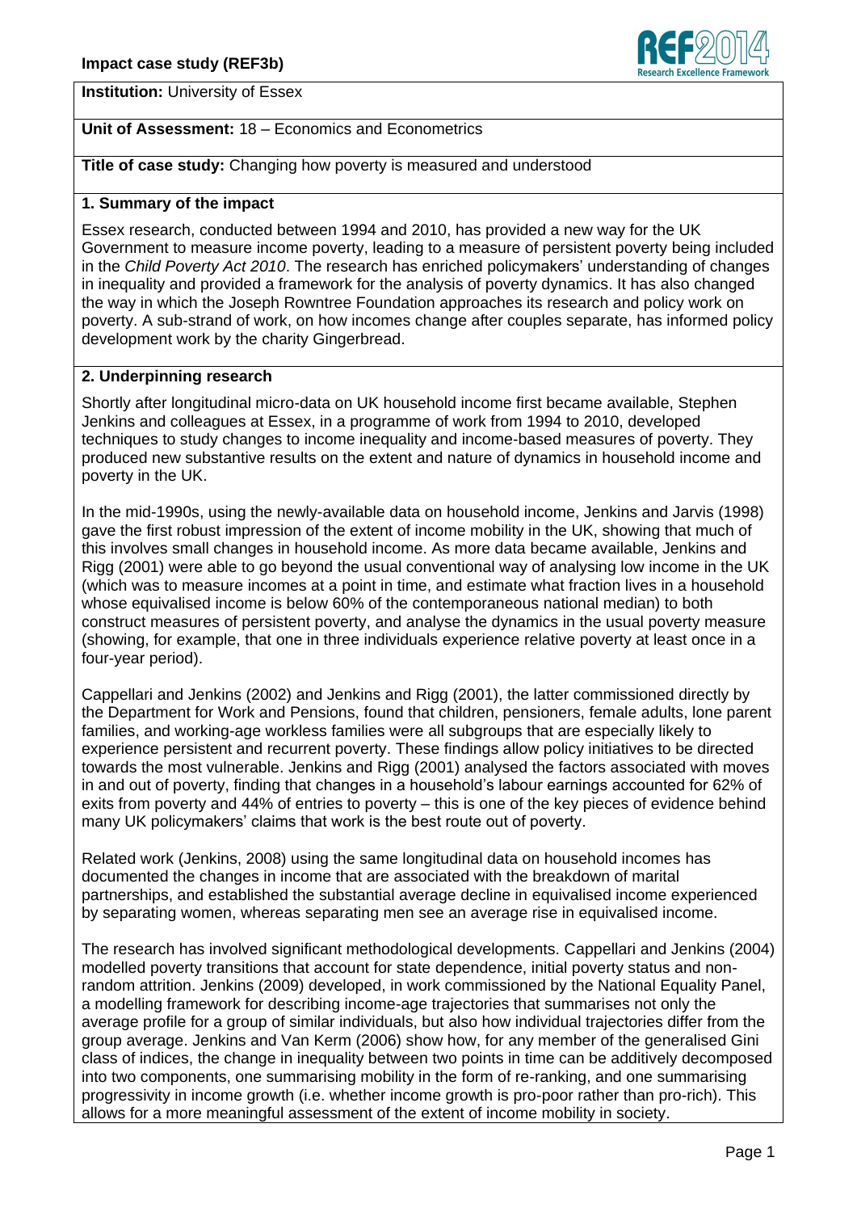**Impact case study (REF3b)**

**Institution:** University of Essex

**Unit of Assessment:** 18 – Economics and Econometrics

**Title of case study:** Changing how poverty is measured and understood

## 1. Summary of the impact

Essex research, conducted between 1994 and 2010, has provided a new way for the UK Government to measure income poverty, leading to a measure of persistent poverty being included in the *Child Poverty Act 2010*. The research has enriched policymakers' understanding of changes in inequality and provided a framework for the analysis of poverty dynamics. It has also changed the way in which the Joseph Rowntree Foundation approaches its research and policy work on poverty. A sub-strand of work, on how incomes change after couples separate, has informed policy development work by the charity Gingerbread.

## 2. Underpinning research

Shortly after longitudinal micro-data on UK household income first became available, Stephen Jenkins and colleagues at Essex, in a programme of work from 1994 to 2010, developed techniques to study changes to income inequality and income-based measures of poverty. They produced new substantive results on the extent and nature of dynamics in household income and poverty in the UK.

In the mid-1990s, using the newly-available data on household income, Jenkins and Jarvis (1998) gave the first robust impression of the extent of income mobility in the UK, showing that much of this involves small changes in household income. As more data became available, Jenkins and Rigg (2001) were able to go beyond the usual conventional way of analysing low income in the UK (which was to measure incomes at a point in time, and estimate what fraction lives in a household whose equivalised income is below 60% of the contemporaneous national median) to both construct measures of persistent poverty, and analyse the dynamics in the usual poverty measure (showing, for example, that one in three individuals experience relative poverty at least once in a four-year period).

Cappellari and Jenkins (2002) and Jenkins and Rigg (2001), the latter commissioned directly by the Department for Work and Pensions, found that children, pensioners, female adults, lone parent families, and working-age workless families were all subgroups that are especially likely to experience persistent and recurrent poverty. These findings allow policy initiatives to be directed towards the most vulnerable. Jenkins and Rigg (2001) analysed the factors associated with moves in and out of poverty, finding that changes in a household's labour earnings accounted for 62% of exits from poverty and 44% of entries to poverty – this is one of the key pieces of evidence behind many UK policymakers' claims that work is the best route out of poverty.

Related work (Jenkins, 2008) using the same longitudinal data on household incomes has documented the changes in income that are associated with the breakdown of marital partnerships, and established the substantial average decline in equivalised income experienced by separating women, whereas separating men see an average rise in equivalised income.

The research has involved significant methodological developments. Cappellari and Jenkins (2004) modelled poverty transitions that account for state dependence, initial poverty status and non-random attrition. Jenkins (2009) developed, in work commissioned by the National Equality Panel, a modelling framework for describing income-age trajectories that summarises not only the average profile for a group of similar individuals, but also how individual trajectories differ from the group average. Jenkins and Van Kerm (2006) show how, for any member of the generalised Gini class of indices, the change in inequality between two points in time can be additively decomposed into two components, one summarising mobility in the form of re-ranking, and one summarising progressivity in income growth (i.e. whether income growth is pro-poor rather than pro-rich). This allows for a more meaningful assessment of the extent of income mobility in society.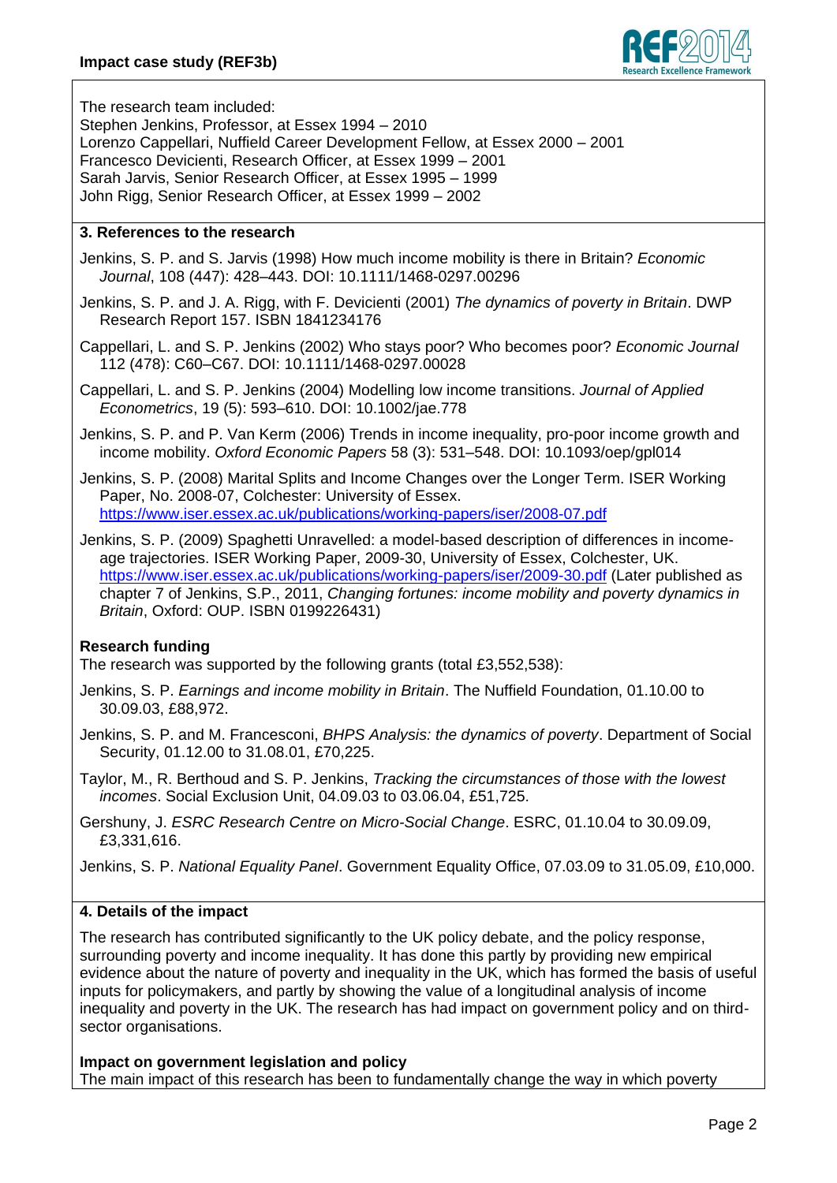The research team included:
Stephen Jenkins, Professor, at Essex 1994 – 2010
Lorenzo Cappellari, Nuffield Career Development Fellow, at Essex 2000 – 2001
Francesco Devicienti, Research Officer, at Essex 1999 – 2001
Sarah Jarvis, Senior Research Officer, at Essex 1995 – 1999
John Rigg, Senior Research Officer, at Essex 1999 – 2002

### 3. References to the research

Jenkins, S. P. and S. Jarvis (1998) How much income mobility is there in Britain? *Economic Journal*, 108 (447): 428–443. DOI: 10.1111/1468-0297.00296

Jenkins, S. P. and J. A. Rigg, with F. Devicienti (2001) *The dynamics of poverty in Britain*. DWP Research Report 157. ISBN 1841234176

Cappellari, L. and S. P. Jenkins (2002) Who stays poor? Who becomes poor? *Economic Journal* 112 (478): C60–C67. DOI: 10.1111/1468-0297.00028

Cappellari, L. and S. P. Jenkins (2004) Modelling low income transitions. *Journal of Applied Econometrics*, 19 (5): 593–610. DOI: 10.1002/jae.778

Jenkins, S. P. and P. Van Kerm (2006) Trends in income inequality, pro-poor income growth and income mobility. *Oxford Economic Papers* 58 (3): 531–548. DOI: 10.1093/oep/gpl014

Jenkins, S. P. (2008) Marital Splits and Income Changes over the Longer Term. ISER Working Paper, No. 2008-07, Colchester: University of Essex. https://www.iser.essex.ac.uk/publications/working-papers/iser/2008-07.pdf

Jenkins, S. P. (2009) Spaghetti Unravelled: a model-based description of differences in income-age trajectories. ISER Working Paper, 2009-30, University of Essex, Colchester, UK. https://www.iser.essex.ac.uk/publications/working-papers/iser/2009-30.pdf (Later published as chapter 7 of Jenkins, S.P., 2011, *Changing fortunes: income mobility and poverty dynamics in Britain*, Oxford: OUP. ISBN 0199226431)

**Research funding**

The research was supported by the following grants (total £3,552,538):

Jenkins, S. P. *Earnings and income mobility in Britain*. The Nuffield Foundation, 01.10.00 to 30.09.03, £88,972.

Jenkins, S. P. and M. Francesconi, *BHPS Analysis: the dynamics of poverty*. Department of Social Security, 01.12.00 to 31.08.01, £70,225.

Taylor, M., R. Berthoud and S. P. Jenkins, *Tracking the circumstances of those with the lowest incomes*. Social Exclusion Unit, 04.09.03 to 03.06.04, £51,725.

Gershuny, J. *ESRC Research Centre on Micro-Social Change*. ESRC, 01.10.04 to 30.09.09, £3,331,616.

Jenkins, S. P. *National Equality Panel*. Government Equality Office, 07.03.09 to 31.05.09, £10,000.

### 4. Details of the impact

The research has contributed significantly to the UK policy debate, and the policy response, surrounding poverty and income inequality. It has done this partly by providing new empirical evidence about the nature of poverty and inequality in the UK, which has formed the basis of useful inputs for policymakers, and partly by showing the value of a longitudinal analysis of income inequality and poverty in the UK. The research has had impact on government policy and on third-sector organisations.

**Impact on government legislation and policy**

The main impact of this research has been to fundamentally change the way in which poverty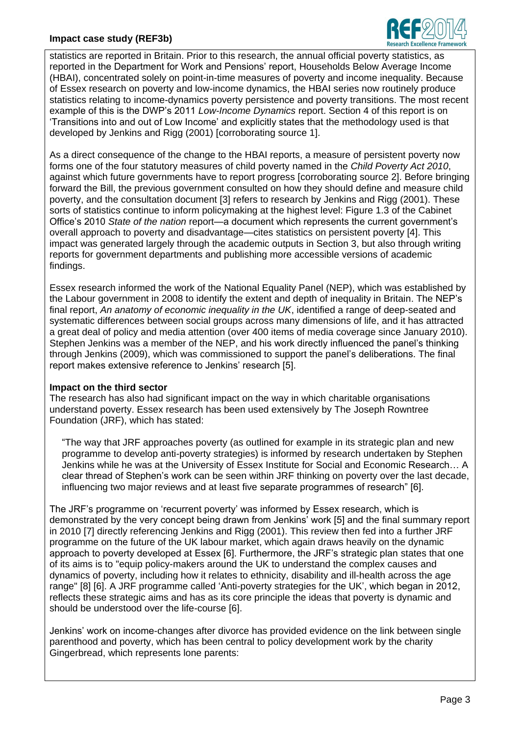statistics are reported in Britain. Prior to this research, the annual official poverty statistics, as reported in the Department for Work and Pensions' report, Households Below Average Income (HBAI), concentrated solely on point-in-time measures of poverty and income inequality. Because of Essex research on poverty and low-income dynamics, the HBAI series now routinely produce statistics relating to income-dynamics poverty persistence and poverty transitions. The most recent example of this is the DWP's 2011 *Low-Income Dynamics* report. Section 4 of this report is on 'Transitions into and out of Low Income' and explicitly states that the methodology used is that developed by Jenkins and Rigg (2001) [corroborating source 1].

As a direct consequence of the change to the HBAI reports, a measure of persistent poverty now forms one of the four statutory measures of child poverty named in the *Child Poverty Act 2010*, against which future governments have to report progress [corroborating source 2]. Before bringing forward the Bill, the previous government consulted on how they should define and measure child poverty, and the consultation document [3] refers to research by Jenkins and Rigg (2001). These sorts of statistics continue to inform policymaking at the highest level: Figure 1.3 of the Cabinet Office's 2010 *State of the nation* report—a document which represents the current government's overall approach to poverty and disadvantage—cites statistics on persistent poverty [4]. This impact was generated largely through the academic outputs in Section 3, but also through writing reports for government departments and publishing more accessible versions of academic findings.

Essex research informed the work of the National Equality Panel (NEP), which was established by the Labour government in 2008 to identify the extent and depth of inequality in Britain. The NEP's final report, *An anatomy of economic inequality in the UK*, identified a range of deep-seated and systematic differences between social groups across many dimensions of life, and it has attracted a great deal of policy and media attention (over 400 items of media coverage since January 2010). Stephen Jenkins was a member of the NEP, and his work directly influenced the panel's thinking through Jenkins (2009), which was commissioned to support the panel's deliberations. The final report makes extensive reference to Jenkins' research [5].

**Impact on the third sector**

The research has also had significant impact on the way in which charitable organisations understand poverty. Essex research has been used extensively by The Joseph Rowntree Foundation (JRF), which has stated:

> "The way that JRF approaches poverty (as outlined for example in its strategic plan and new programme to develop anti-poverty strategies) is informed by research undertaken by Stephen Jenkins while he was at the University of Essex Institute for Social and Economic Research… A clear thread of Stephen's work can be seen within JRF thinking on poverty over the last decade, influencing two major reviews and at least five separate programmes of research" [6].

The JRF's programme on 'recurrent poverty' was informed by Essex research, which is demonstrated by the very concept being drawn from Jenkins' work [5] and the final summary report in 2010 [7] directly referencing Jenkins and Rigg (2001). This review then fed into a further JRF programme on the future of the UK labour market, which again draws heavily on the dynamic approach to poverty developed at Essex [6]. Furthermore, the JRF's strategic plan states that one of its aims is to "equip policy-makers around the UK to understand the complex causes and dynamics of poverty, including how it relates to ethnicity, disability and ill-health across the age range" [8] [6]. A JRF programme called 'Anti-poverty strategies for the UK', which began in 2012, reflects these strategic aims and has as its core principle the ideas that poverty is dynamic and should be understood over the life-course [6].

Jenkins' work on income-changes after divorce has provided evidence on the link between single parenthood and poverty, which has been central to policy development work by the charity Gingerbread, which represents lone parents: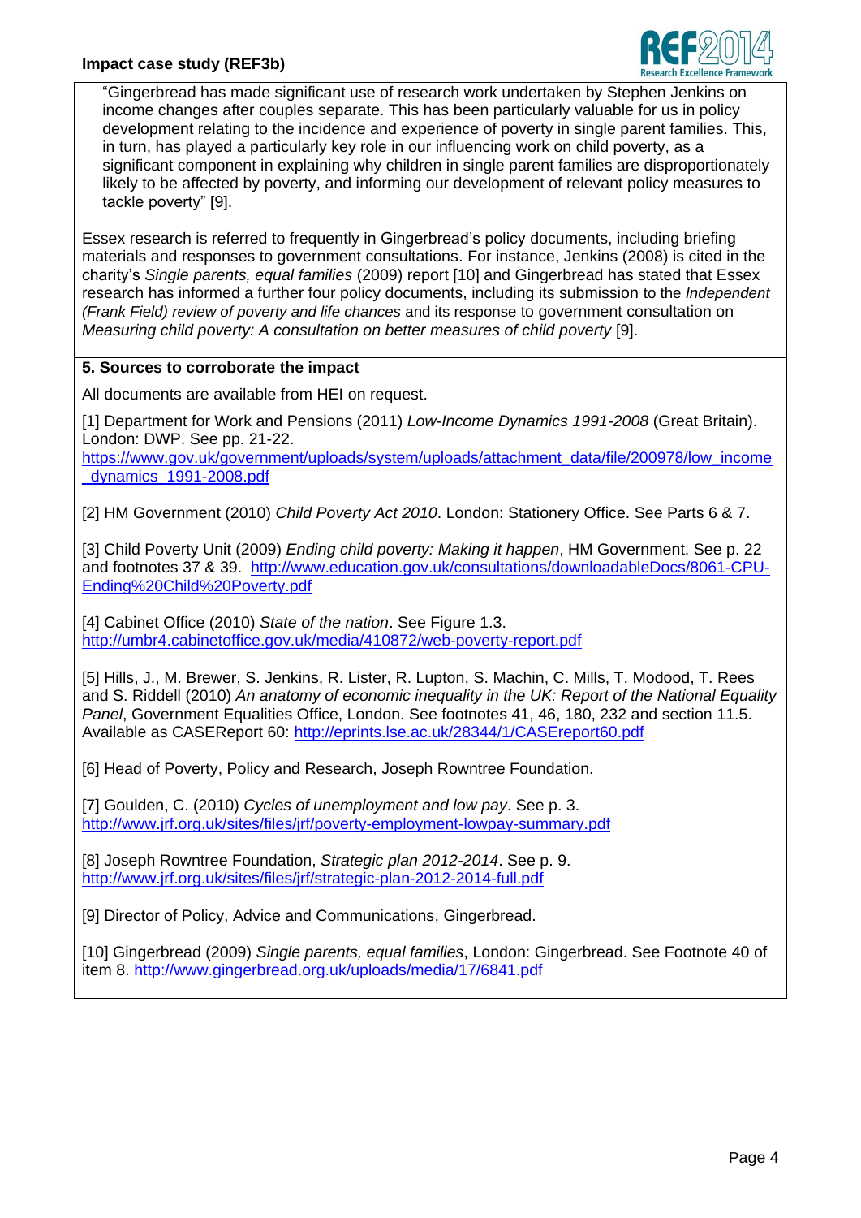"Gingerbread has made significant use of research work undertaken by Stephen Jenkins on income changes after couples separate. This has been particularly valuable for us in policy development relating to the incidence and experience of poverty in single parent families. This, in turn, has played a particularly key role in our influencing work on child poverty, as a significant component in explaining why children in single parent families are disproportionately likely to be affected by poverty, and informing our development of relevant policy measures to tackle poverty" [9].

Essex research is referred to frequently in Gingerbread's policy documents, including briefing materials and responses to government consultations. For instance, Jenkins (2008) is cited in the charity's *Single parents, equal families* (2009) report [10] and Gingerbread has stated that Essex research has informed a further four policy documents, including its submission to the *Independent (Frank Field) review of poverty and life chances* and its response to government consultation on *Measuring child poverty: A consultation on better measures of child poverty* [9].

**5. Sources to corroborate the impact**

All documents are available from HEI on request.

[1] Department for Work and Pensions (2011) *Low-Income Dynamics 1991-2008* (Great Britain). London: DWP. See pp. 21-22. https://www.gov.uk/government/uploads/system/uploads/attachment_data/file/200978/low_income_dynamics_1991-2008.pdf

[2] HM Government (2010) *Child Poverty Act 2010*. London: Stationery Office. See Parts 6 & 7.

[3] Child Poverty Unit (2009) *Ending child poverty: Making it happen*, HM Government. See p. 22 and footnotes 37 & 39. http://www.education.gov.uk/consultations/downloadableDocs/8061-CPU-Ending%20Child%20Poverty.pdf

[4] Cabinet Office (2010) *State of the nation*. See Figure 1.3. http://umbr4.cabinetoffice.gov.uk/media/410872/web-poverty-report.pdf

[5] Hills, J., M. Brewer, S. Jenkins, R. Lister, R. Lupton, S. Machin, C. Mills, T. Modood, T. Rees and S. Riddell (2010) *An anatomy of economic inequality in the UK: Report of the National Equality Panel*, Government Equalities Office, London. See footnotes 41, 46, 180, 232 and section 11.5. Available as CASEReport 60: http://eprints.lse.ac.uk/28344/1/CASEreport60.pdf

[6] Head of Poverty, Policy and Research, Joseph Rowntree Foundation.

[7] Goulden, C. (2010) *Cycles of unemployment and low pay*. See p. 3. http://www.jrf.org.uk/sites/files/jrf/poverty-employment-lowpay-summary.pdf

[8] Joseph Rowntree Foundation, *Strategic plan 2012-2014*. See p. 9. http://www.jrf.org.uk/sites/files/jrf/strategic-plan-2012-2014-full.pdf

[9] Director of Policy, Advice and Communications, Gingerbread.

[10] Gingerbread (2009) *Single parents, equal families*, London: Gingerbread. See Footnote 40 of item 8. http://www.gingerbread.org.uk/uploads/media/17/6841.pdf